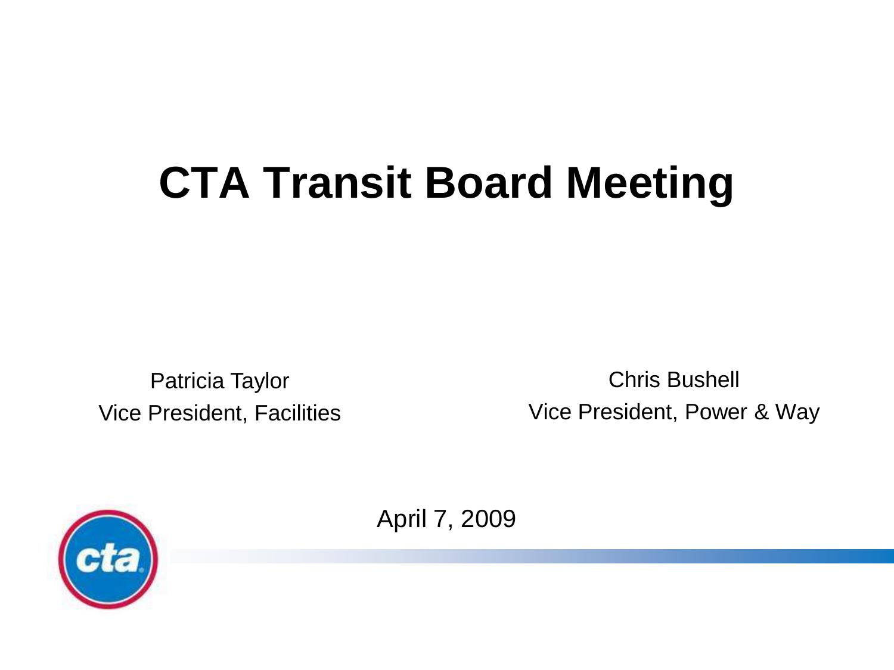# CTA Transit Board Meeting

Patricia Taylor
Vice President, Facilities

Chris Bushell
Vice President, Power & Way

April 7, 2009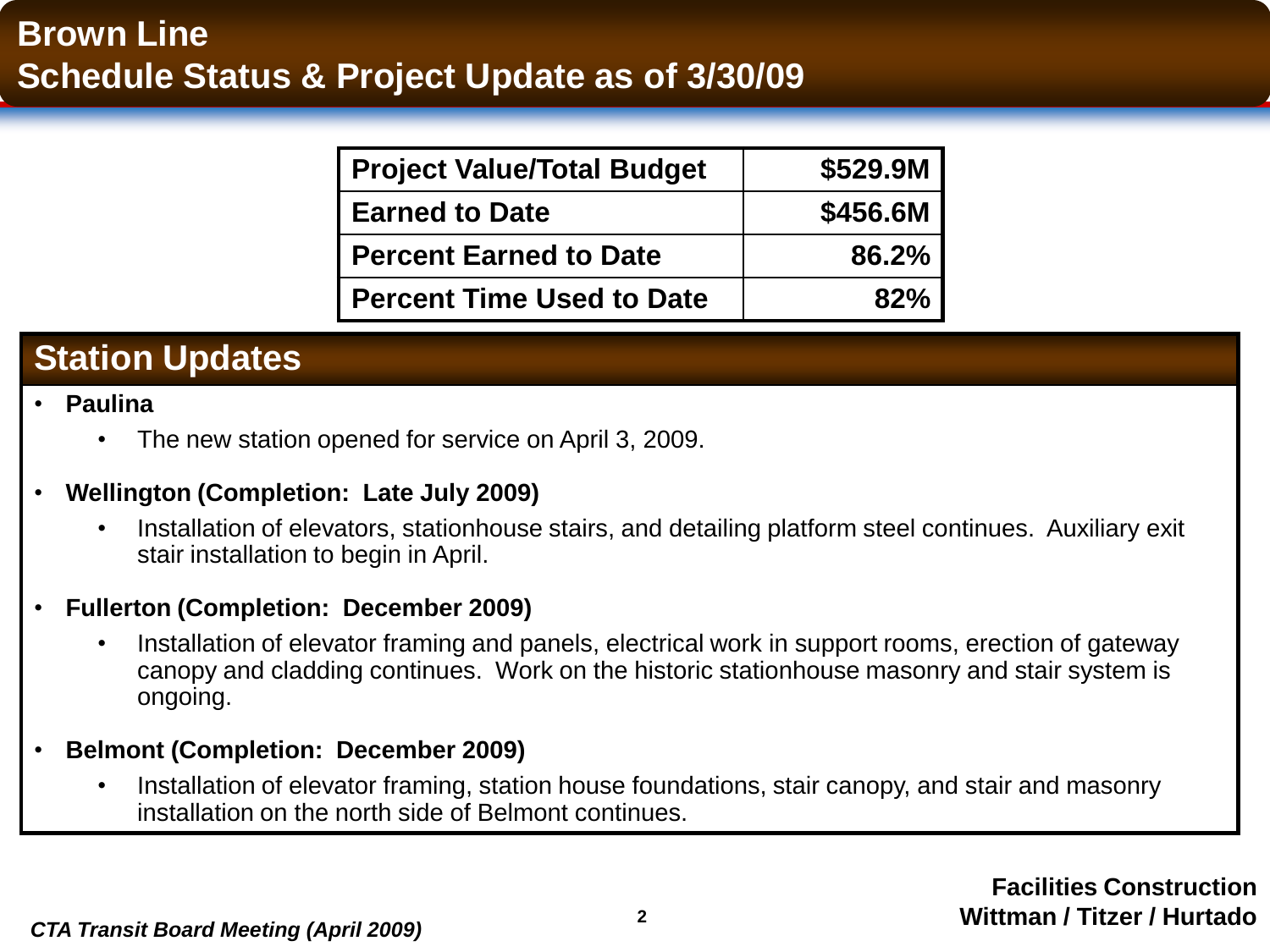# Brown Line
## Schedule Status & Project Update as of 3/30/09

| Project Value/Total Budget | $529.9M |
|---|---|
| Earned to Date | $456.6M |
| Percent Earned to Date | 86.2% |
| Percent Time Used to Date | 82% |

## Station Updates

- **Paulina**
  - The new station opened for service on April 3, 2009.
- **Wellington (Completion: Late July 2009)**
  - Installation of elevators, stationhouse stairs, and detailing platform steel continues. Auxiliary exit stair installation to begin in April.
- **Fullerton (Completion: December 2009)**
  - Installation of elevator framing and panels, electrical work in support rooms, erection of gateway canopy and cladding continues. Work on the historic stationhouse masonry and stair system is ongoing.
- **Belmont (Completion: December 2009)**
  - Installation of elevator framing, station house foundations, stair canopy, and stair and masonry installation on the north side of Belmont continues.

**Facilities Construction**
**Wittman / Titzer / Hurtado**

*CTA Transit Board Meeting (April 2009)*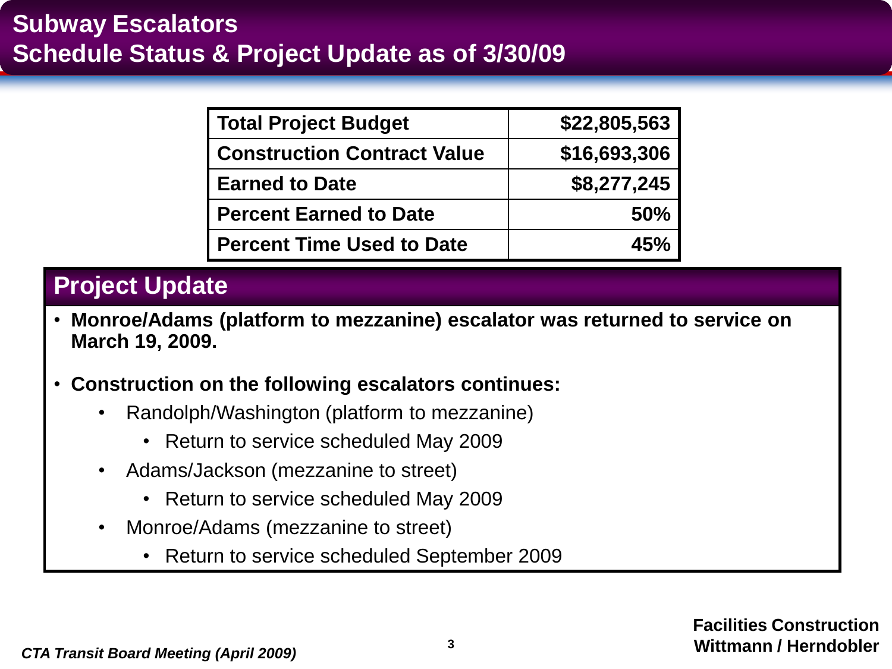# Subway Escalators
## Schedule Status & Project Update as of 3/30/09

| Total Project Budget | $22,805,563 |
|---|---|
| Construction Contract Value | $16,693,306 |
| Earned to Date | $8,277,245 |
| Percent Earned to Date | 50% |
| Percent Time Used to Date | 45% |

## Project Update

- **Monroe/Adams (platform to mezzanine) escalator was returned to service on March 19, 2009.**
- **Construction on the following escalators continues:**
  - Randolph/Washington (platform to mezzanine)
    - Return to service scheduled May 2009
  - Adams/Jackson (mezzanine to street)
    - Return to service scheduled May 2009
  - Monroe/Adams (mezzanine to street)
    - Return to service scheduled September 2009

**Facilities Construction**
**Wittmann / Herndobler**

*CTA Transit Board Meeting (April 2009)*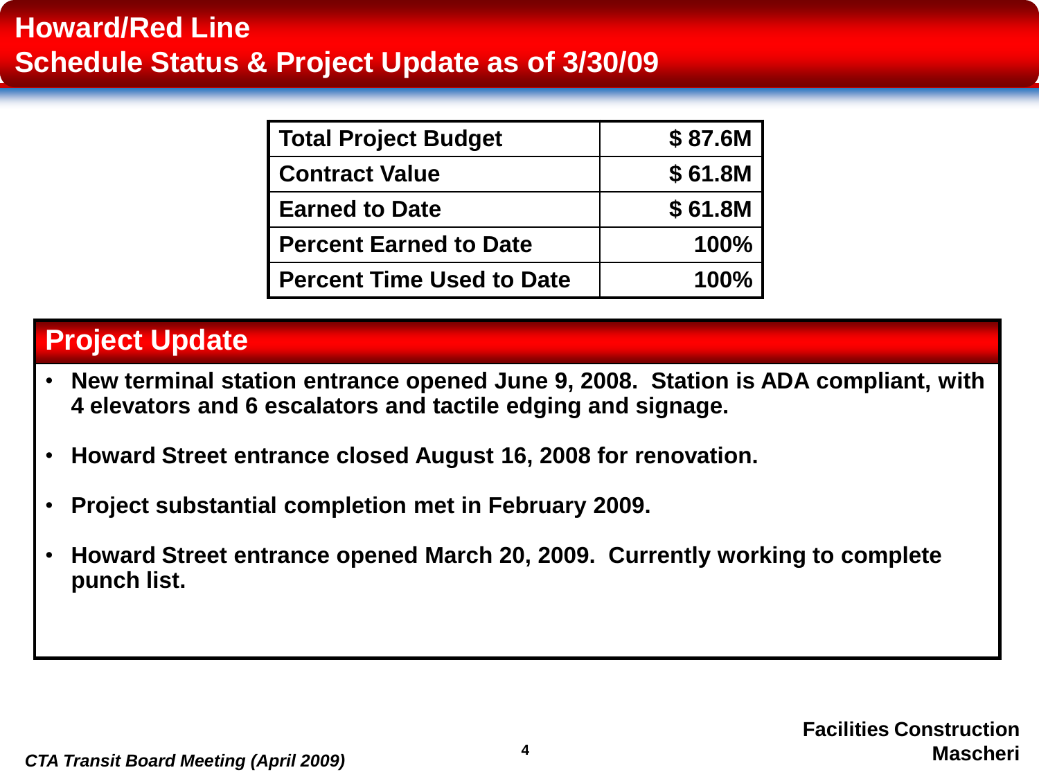# Howard/Red Line
## Schedule Status & Project Update as of 3/30/09

| Total Project Budget | $ 87.6M |
|---|---|
| Contract Value | $ 61.8M |
| Earned to Date | $ 61.8M |
| Percent Earned to Date | 100% |
| Percent Time Used to Date | 100% |

## Project Update

- **New terminal station entrance opened June 9, 2008. Station is ADA compliant, with 4 elevators and 6 escalators and tactile edging and signage.**
- **Howard Street entrance closed August 16, 2008 for renovation.**
- **Project substantial completion met in February 2009.**
- **Howard Street entrance opened March 20, 2009. Currently working to complete punch list.**

*CTA Transit Board Meeting (April 2009)*

**Facilities Construction**
**Mascheri**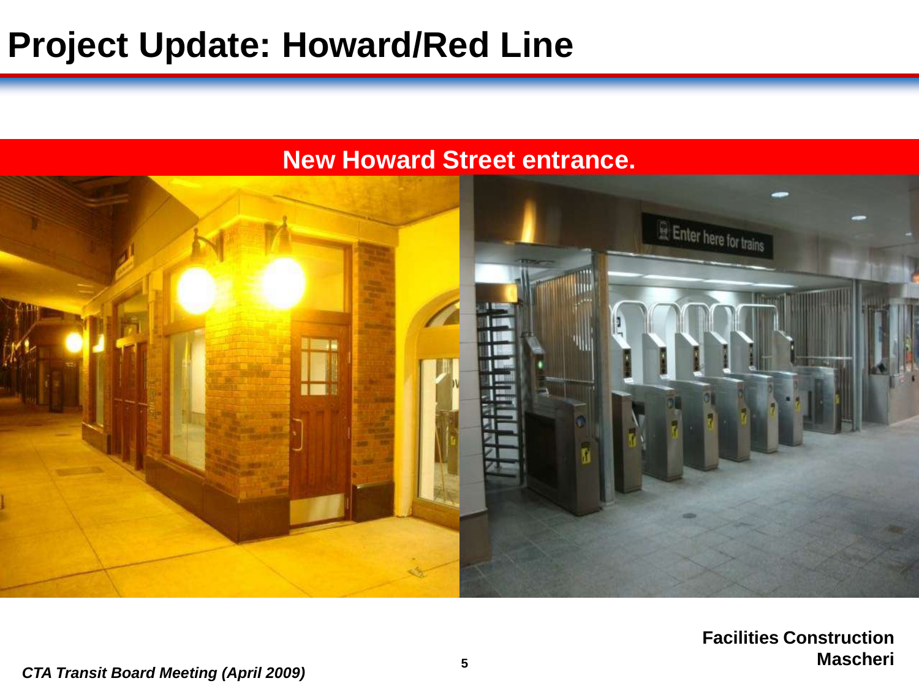# Project Update: Howard/Red Line

**New Howard Street entrance.**

**Facilities Construction**
**Mascheri**

*CTA Transit Board Meeting (April 2009)*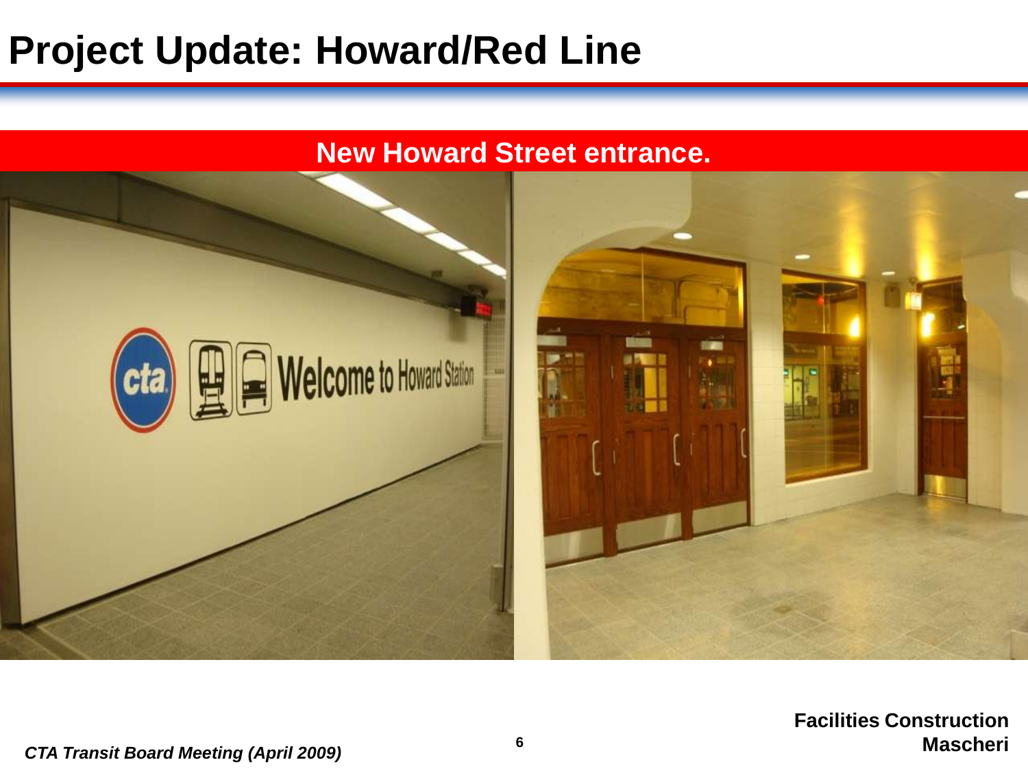# Project Update: Howard/Red Line

**New Howard Street entrance.**

*CTA Transit Board Meeting (April 2009)*

**Facilities Construction**
**Mascheri**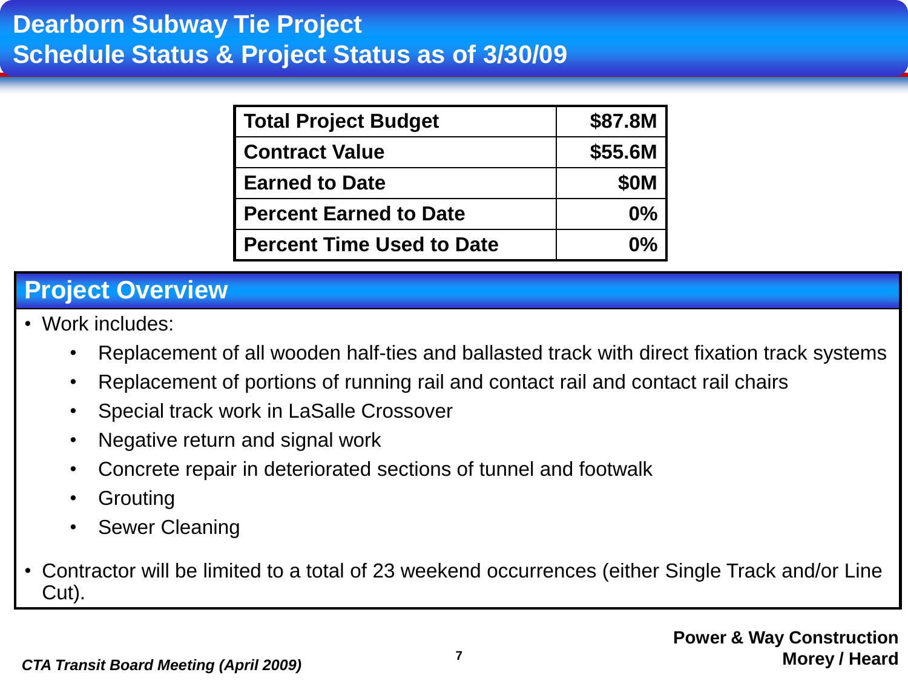# Dearborn Subway Tie Project
## Schedule Status & Project Status as of 3/30/09

| Total Project Budget | $87.8M |
|---|---|
| Contract Value | $55.6M |
| Earned to Date | $0M |
| Percent Earned to Date | 0% |
| Percent Time Used to Date | 0% |

## Project Overview

- Work includes:
  - Replacement of all wooden half-ties and ballasted track with direct fixation track systems
  - Replacement of portions of running rail and contact rail and contact rail chairs
  - Special track work in LaSalle Crossover
  - Negative return and signal work
  - Concrete repair in deteriorated sections of tunnel and footwalk
  - Grouting
  - Sewer Cleaning
- Contractor will be limited to a total of 23 weekend occurrences (either Single Track and/or Line Cut).

**Power & Way Construction**
**Morey / Heard**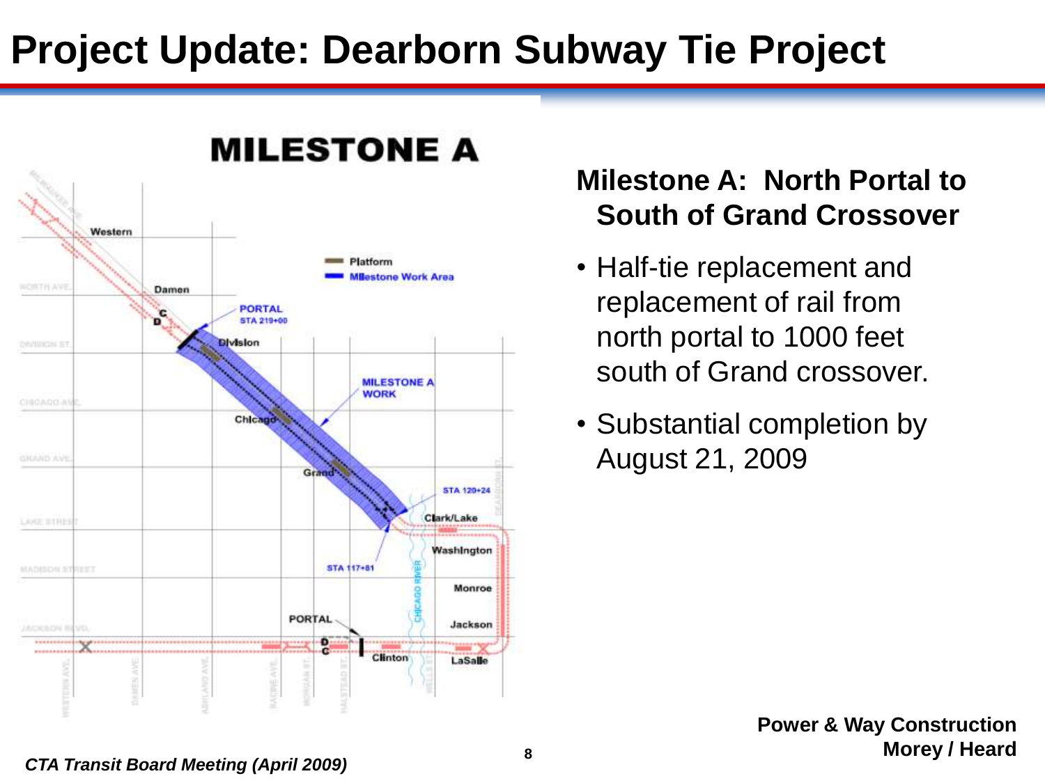# Project Update: Dearborn Subway Tie Project

MILESTONE A

Platform
Milestone Work Area

Western
Damen
PORTAL
STA 219+00
Division
MILESTONE A WORK
Chicago
Grand
STA 120+24
Clark/Lake
Washington
STA 117+81
Monroe
PORTAL
Jackson
Clinton
LaSalle

**Milestone A: North Portal to South of Grand Crossover**

- Half-tie replacement and replacement of rail from north portal to 1000 feet south of Grand crossover.
- Substantial completion by August 21, 2009

**Power & Way Construction**
**Morey / Heard**

*CTA Transit Board Meeting (April 2009)*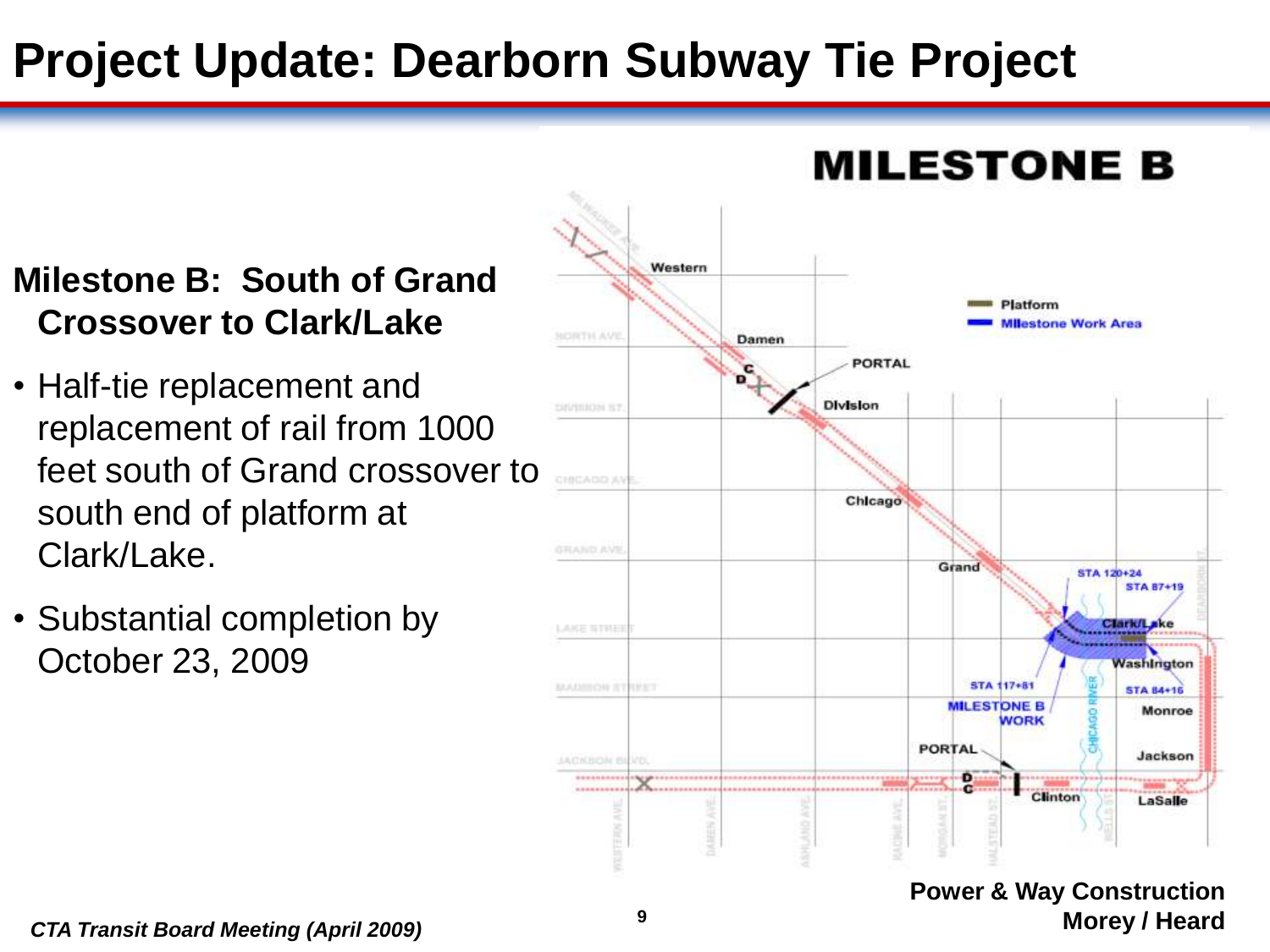# Project Update: Dearborn Subway Tie Project

**Milestone B: South of Grand Crossover to Clark/Lake**

- Half-tie replacement and replacement of rail from 1000 feet south of Grand crossover to south end of platform at Clark/Lake.
- Substantial completion by October 23, 2009

## MILESTONE B

Platform
Milestone Work Area

Western, Damen, PORTAL, Division, Chicago, Grand, STA 120+24, STA 87+19, Clark/Lake, Washington, STA 117+81, STA 84+16, MILESTONE B WORK, Monroe, PORTAL, Jackson, Clinton, LaSalle

**Power & Way Construction**
**Morey / Heard**

*CTA Transit Board Meeting (April 2009)*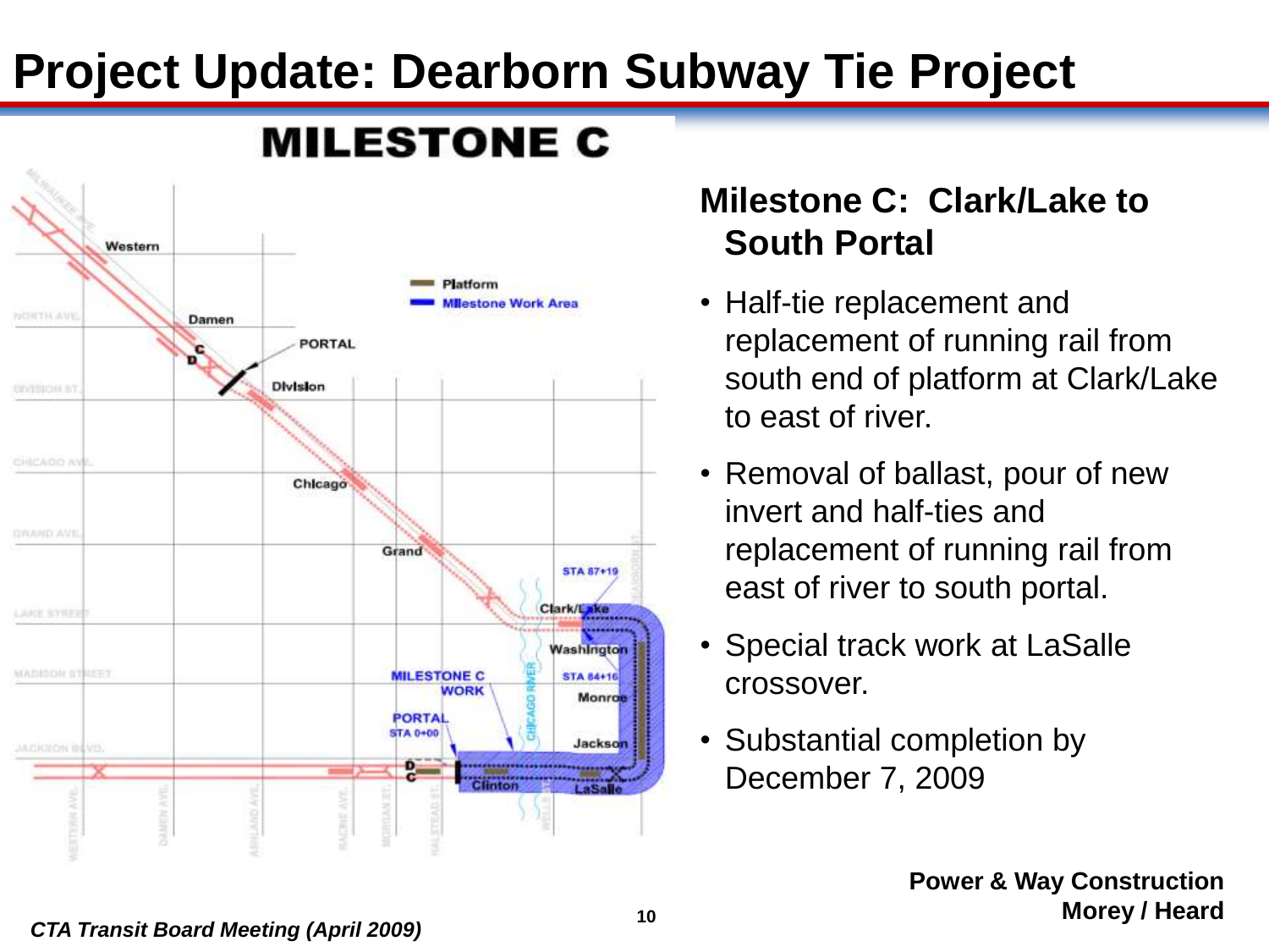# Project Update: Dearborn Subway Tie Project

MILESTONE C

Western

Damen

PORTAL

Division

Chicago

Grand

Platform

Milestone Work Area

STA 87+19

Clark/Lake

Washington

STA 84+16

Monroe

MILESTONE C WORK

PORTAL STA 0+00

Jackson

Clinton

LaSalle

## Milestone C: Clark/Lake to South Portal

- Half-tie replacement and replacement of running rail from south end of platform at Clark/Lake to east of river.
- Removal of ballast, pour of new invert and half-ties and replacement of running rail from east of river to south portal.
- Special track work at LaSalle crossover.
- Substantial completion by December 7, 2009

**Power & Way Construction**
**Morey / Heard**

*CTA Transit Board Meeting (April 2009)*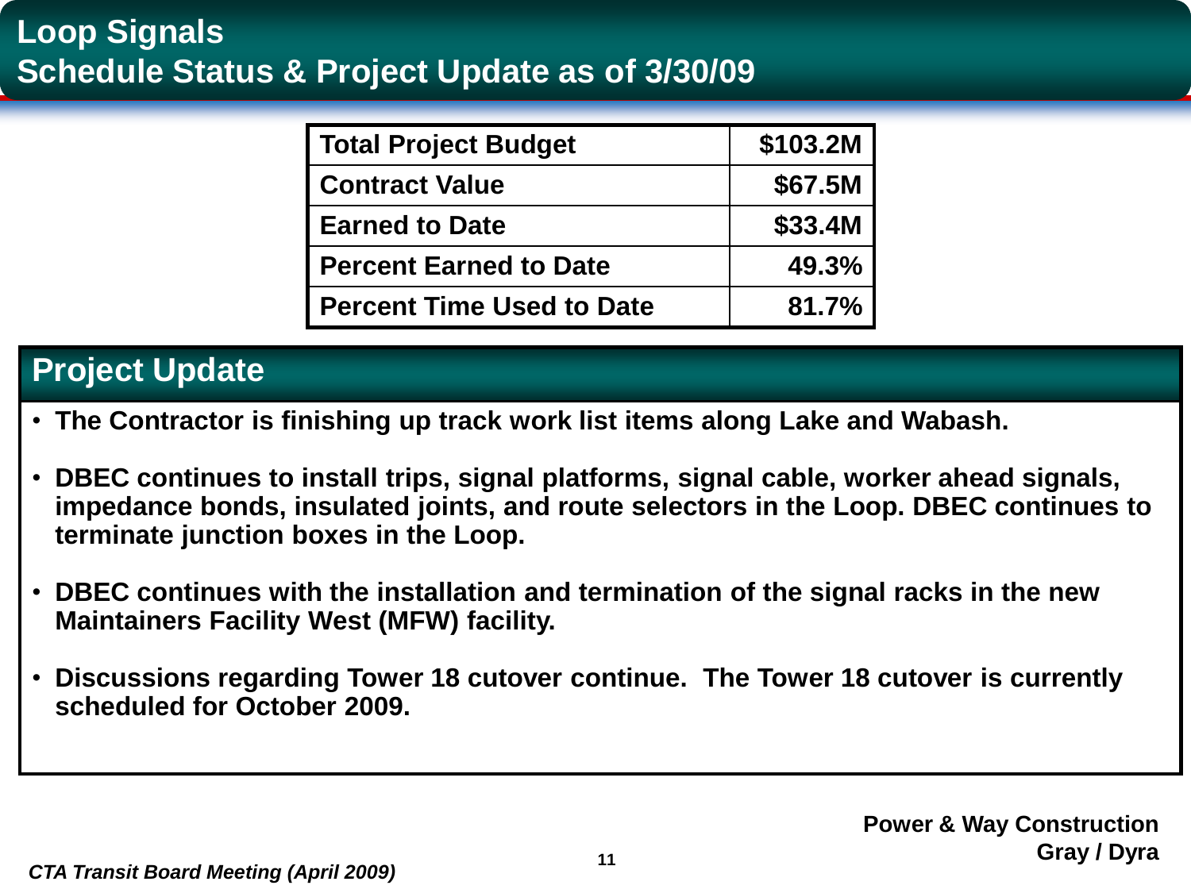# Loop Signals
## Schedule Status & Project Update as of 3/30/09

| Total Project Budget | $103.2M |
|---|---|
| Contract Value | $67.5M |
| Earned to Date | $33.4M |
| Percent Earned to Date | 49.3% |
| Percent Time Used to Date | 81.7% |

## Project Update

- **The Contractor is finishing up track work list items along Lake and Wabash.**
- **DBEC continues to install trips, signal platforms, signal cable, worker ahead signals, impedance bonds, insulated joints, and route selectors in the Loop. DBEC continues to terminate junction boxes in the Loop.**
- **DBEC continues with the installation and termination of the signal racks in the new Maintainers Facility West (MFW) facility.**
- **Discussions regarding Tower 18 cutover continue. The Tower 18 cutover is currently scheduled for October 2009.**

**Power & Way Construction**
**Gray / Dyra**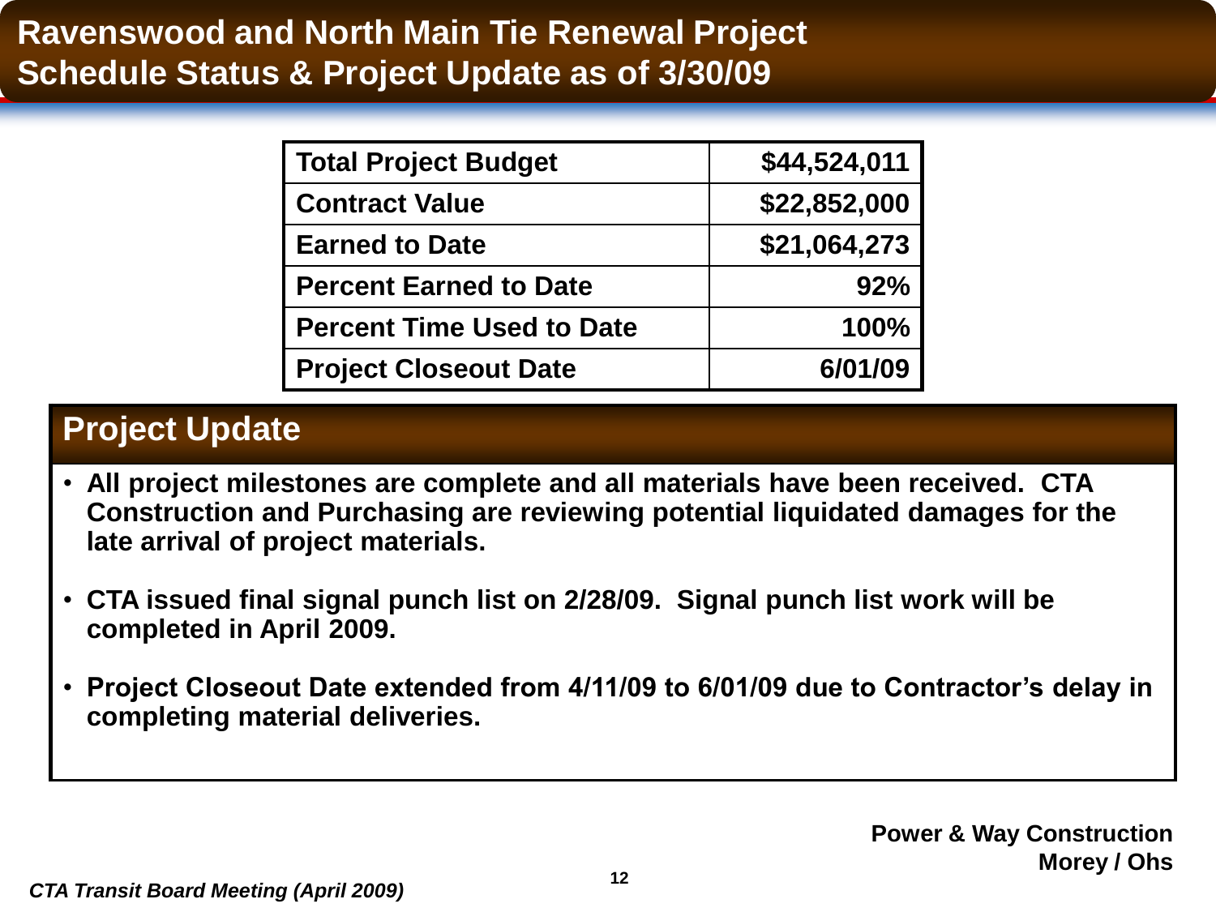# Ravenswood and North Main Tie Renewal Project
# Schedule Status & Project Update as of 3/30/09

| Total Project Budget | $44,524,011 |
|---|---|
| Contract Value | $22,852,000 |
| Earned to Date | $21,064,273 |
| Percent Earned to Date | 92% |
| Percent Time Used to Date | 100% |
| Project Closeout Date | 6/01/09 |

## Project Update

- **All project milestones are complete and all materials have been received. CTA Construction and Purchasing are reviewing potential liquidated damages for the late arrival of project materials.**
- **CTA issued final signal punch list on 2/28/09. Signal punch list work will be completed in April 2009.**
- **Project Closeout Date extended from 4/11/09 to 6/01/09 due to Contractor's delay in completing material deliveries.**

**Power & Way Construction**
**Morey / Ohs**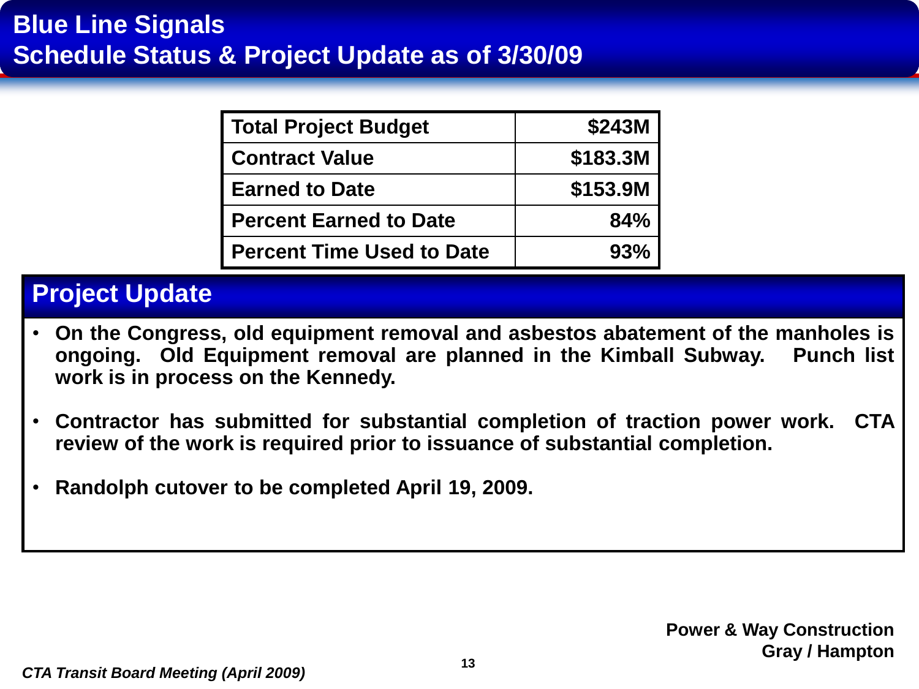# Blue Line Signals
# Schedule Status & Project Update as of 3/30/09

| Total Project Budget | $243M |
|---|---|
| Contract Value | $183.3M |
| Earned to Date | $153.9M |
| Percent Earned to Date | 84% |
| Percent Time Used to Date | 93% |

## Project Update

- **On the Congress, old equipment removal and asbestos abatement of the manholes is ongoing. Old Equipment removal are planned in the Kimball Subway. Punch list work is in process on the Kennedy.**
- **Contractor has submitted for substantial completion of traction power work. CTA review of the work is required prior to issuance of substantial completion.**
- **Randolph cutover to be completed April 19, 2009.**

**Power & Way Construction**
**Gray / Hampton**

*CTA Transit Board Meeting (April 2009)*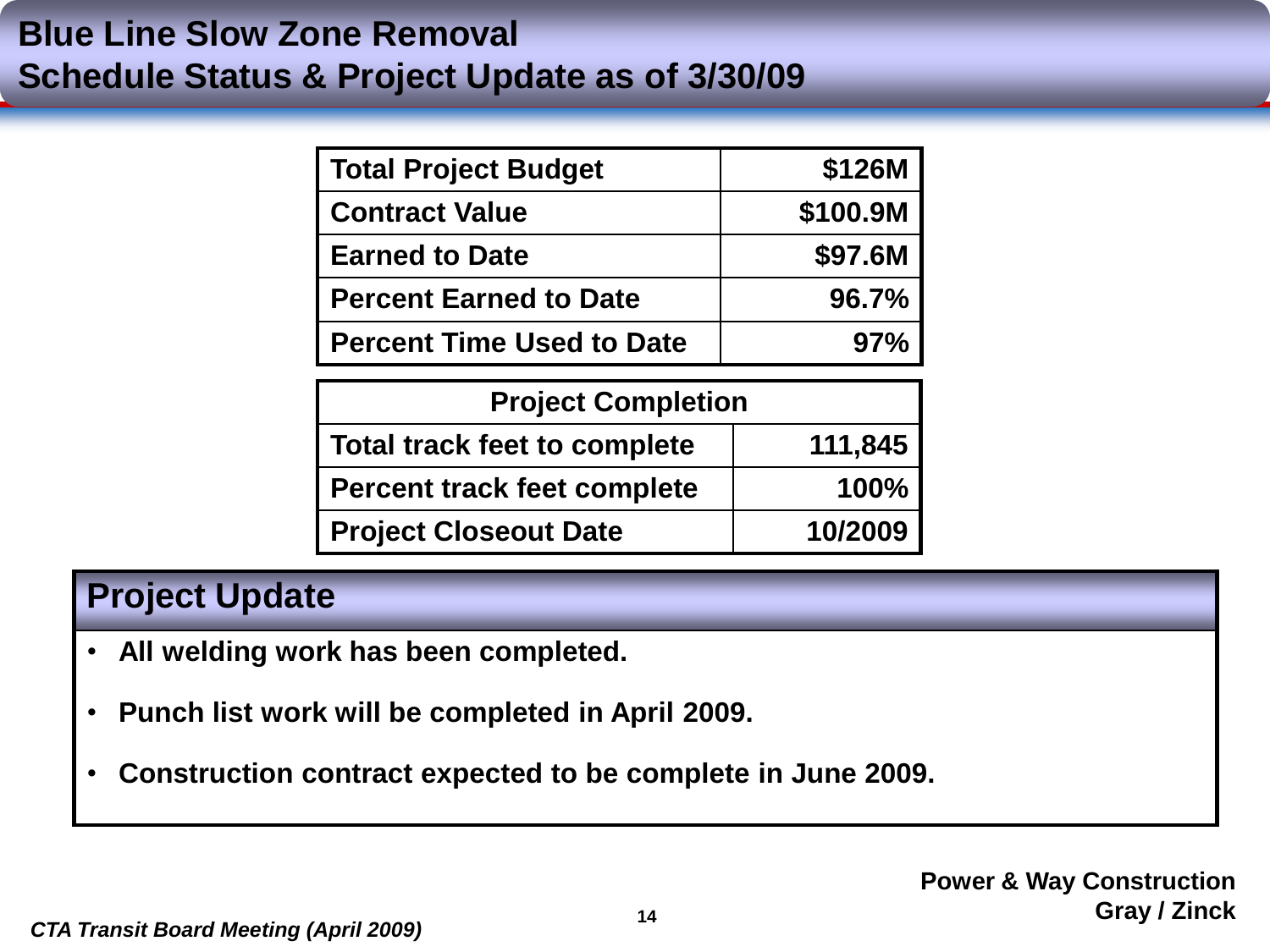# Blue Line Slow Zone Removal
## Schedule Status & Project Update as of 3/30/09

| | |
|---|---|
| **Total Project Budget** | **$126M** |
| **Contract Value** | **$100.9M** |
| **Earned to Date** | **$97.6M** |
| **Percent Earned to Date** | **96.7%** |
| **Percent Time Used to Date** | **97%** |

| **Project Completion** | |
|---|---|
| **Total track feet to complete** | **111,845** |
| **Percent track feet complete** | **100%** |
| **Project Closeout Date** | **10/2009** |

## Project Update

- **All welding work has been completed.**
- **Punch list work will be completed in April 2009.**
- **Construction contract expected to be complete in June 2009.**

**Power & Way Construction**
**Gray / Zinck**

*CTA Transit Board Meeting (April 2009)*